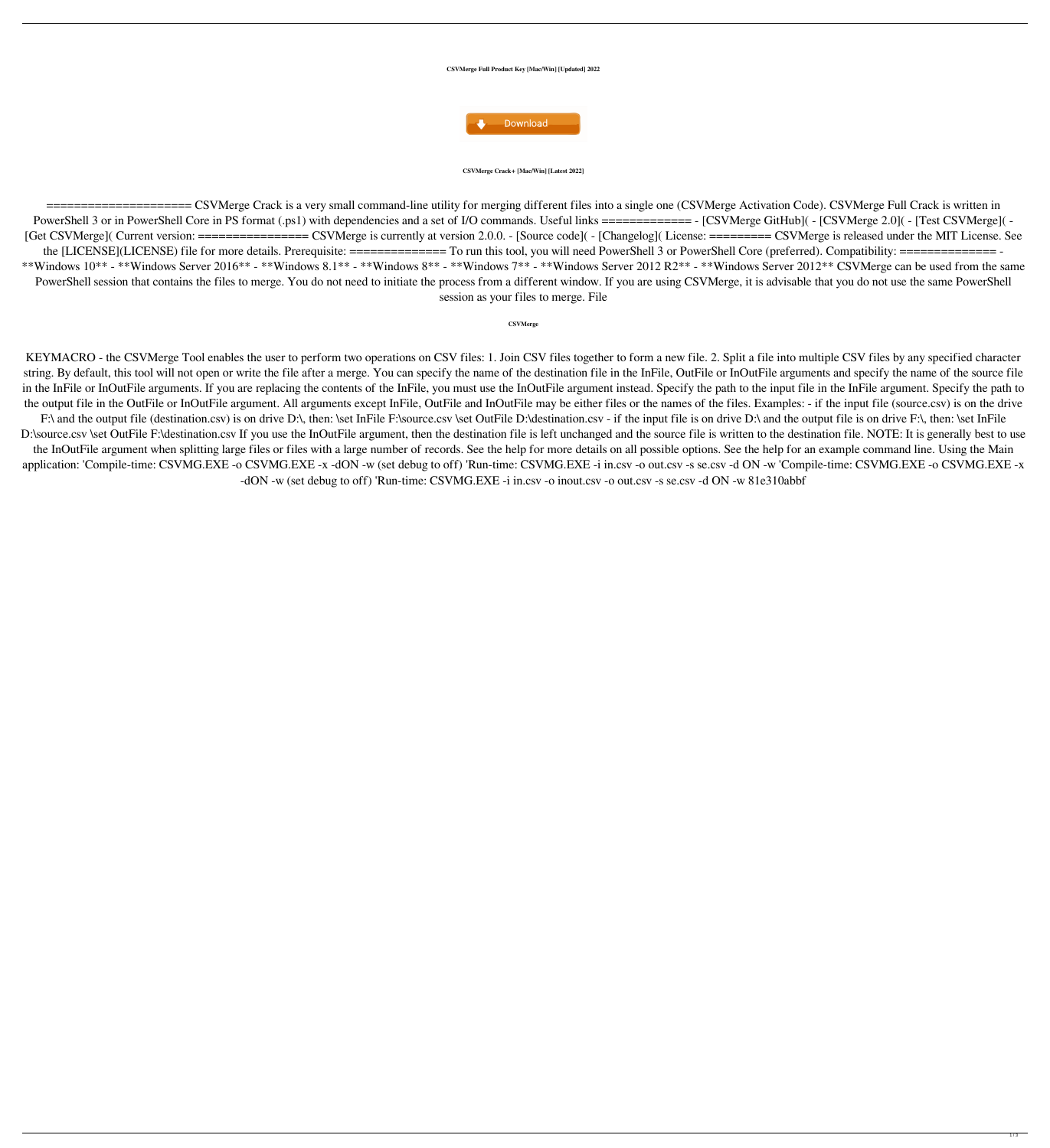**CSVMerge Full Product Key [Mac/Win] [Updated] 2022**

Download

**CSVMerge Crack+ [Mac/Win] [Latest 2022]**

==================== CSVMerge Crack is a very small command-line utility for merging different files into a single one (CSVMerge Activation Code). CSVMerge Full Crack is written in PowerShell 3 or in PowerShell Core in PS format (.ps1) with dependencies and a set of I/O commands. Useful links ============ - [CSVMerge GitHub]( - [CSVMerge 2.0]( - [Test CSVMerge]( - [Get CSVMerge]( Current version: ================ CSVMerge is currently at version 2.0.0. - [Source code]( - [Changelog]( License: ========= CSVMerge is released under the MIT License. See the [LICENSE](LICENSE) file for more details. Prerequisite: ============== To run this tool, you will need PowerShell 3 or PowerShell Core (preferred). Compatibility: ============== - **Windows 10** - **Windows Server 2016** - **Windows 8.1** - **Windows 8** - **Windows 7** - **Windows Server 2012 R2** - **Windows Server 2012** CSVMerge can be used from the same PowerShell session that contains the files to merge. You do not need to initiate the process from a different window. If you are using CSVMerge, it is advisable that you do not use the same PowerShell session as your files to merge. File

**CSVMerge**

KEYMACRO - the CSVMerge Tool enables the user to perform two operations on CSV files: 1. Join CSV files together to form a new file. 2. Split a file into multiple CSV files by any specified character string. By default, this tool will not open or write the file after a merge. You can specify the name of the destination file in the InFile, OutFile or InOutFile arguments and specify the name of the source file in the InFile or InOutFile arguments. If you are replacing the contents of the InFile, you must use the InOutFile argument instead. Specify the path to the input file in the InFile argument. Specify the path to the output file in the OutFile or InOutFile argument. All arguments except InFile, OutFile and InOutFile may be either files or the names of the files. Examples: - if the input file (source.csv) is on the drive F:\ and the output file (destination.csv) is on drive D:\, then: \set InFile F:\source.csv \set OutFile D:\destination.csv - if the input file is on drive D:\ and the output file is on drive F:\, then: \set InFile D:\source.csv \set OutFile F:\destination.csv If you use the InOutFile argument, then the destination file is left unchanged and the source file is written to the destination file. NOTE: It is generally best to use the InOutFile argument when splitting large files or files with a large number of records. See the help for more details on all possible options. See the help for an example command line. Using the Main application: 'Compile-time: CSVMG.EXE -o CSVMG.EXE -x -dON -w (set debug to off) 'Run-time: CSVMG.EXE -i in.csv -o out.csv -s se.csv -d ON -w 'Compile-time: CSVMG.EXE -o CSVMG.EXE -x -dON -w (set debug to off) 'Run-time: CSVMG.EXE -i in.csv -o inout.csv -o out.csv -s se.csv -d ON -w 81e310abbf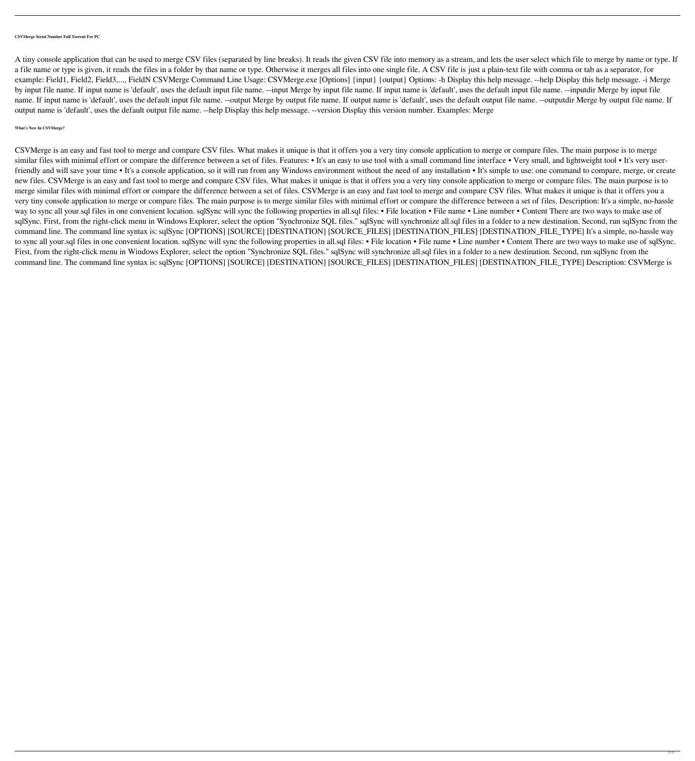#### CSVMerge Serial Number Full Torrent For PC

A tiny console application that can be used to merge CSV files (separated by line breaks). It reads the given CSV file into memory as a stream, and lets the user select which file to merge by name or type. If a file name or type is given, it reads the files in a folder by that name or type. Otherwise it merges all files into one single file. A CSV file is just a plain-text file with comma or tab as a separator, for example: Field1, Field2, Field3,..., FieldN CSVMerge Command Line Usage: CSVMerge.exe [Options] {input} {output} Options: -h Display this help message. --help Display this help message. -i Merge by input file name. If input name is 'default', uses the default input file name. --input Merge by input file name. If input name is 'default', uses the default input file name. --inputdir Merge by input file name. If input name is 'default', uses the default input file name. --output Merge by output file name. If output name is 'default', uses the default output file name. --outputdir Merge by output file name. If output name is 'default', uses the default output file name. --help Display this help message. --version Display this version number. Examples: Merge

#### What's New In CSVMerge?

CSVMerge is an easy and fast tool to merge and compare CSV files. What makes it unique is that it offers you a very tiny console application to merge or compare files. The main purpose is to merge similar files with minimal effort or compare the difference between a set of files. Features: • It's an easy to use tool with a small command line interface • Very small, and lightweight tool • It's very user-friendly and will save your time • It's a console application, so it will run from any Windows environment without the need of any installation • It's simple to use: one command to compare, merge, or create new files. CSVMerge is an easy and fast tool to merge and compare CSV files. What makes it unique is that it offers you a very tiny console application to merge or compare files. The main purpose is to merge similar files with minimal effort or compare the difference between a set of files. CSVMerge is an easy and fast tool to merge and compare CSV files. What makes it unique is that it offers you a very tiny console application to merge or compare files. The main purpose is to merge similar files with minimal effort or compare the difference between a set of files. Description: It's a simple, no-hassle way to sync all your.sql files in one convenient location. sqlSync will sync the following properties in all.sql files: • File location • File name • Line number • Content There are two ways to make use of sqlSync. First, from the right-click menu in Windows Explorer, select the option "Synchronize SQL files." sqlSync will synchronize all.sql files in a folder to a new destination. Second, run sqlSync from the command line. The command line syntax is: sqlSync [OPTIONS] [SOURCE] [DESTINATION] [SOURCE_FILES] [DESTINATION_FILES] [DESTINATION_FILE_TYPE] It's a simple, no-hassle way to sync all your.sql files in one convenient location. sqlSync will sync the following properties in all.sql files: • File location • File name • Line number • Content There are two ways to make use of sqlSync. First, from the right-click menu in Windows Explorer, select the option "Synchronize SQL files." sqlSync will synchronize all.sql files in a folder to a new destination. Second, run sqlSync from the command line. The command line syntax is: sqlSync [OPTIONS] [SOURCE] [DESTINATION] [SOURCE_FILES] [DESTINATION_FILES] [DESTINATION_FILE_TYPE] Description: CSVMerge is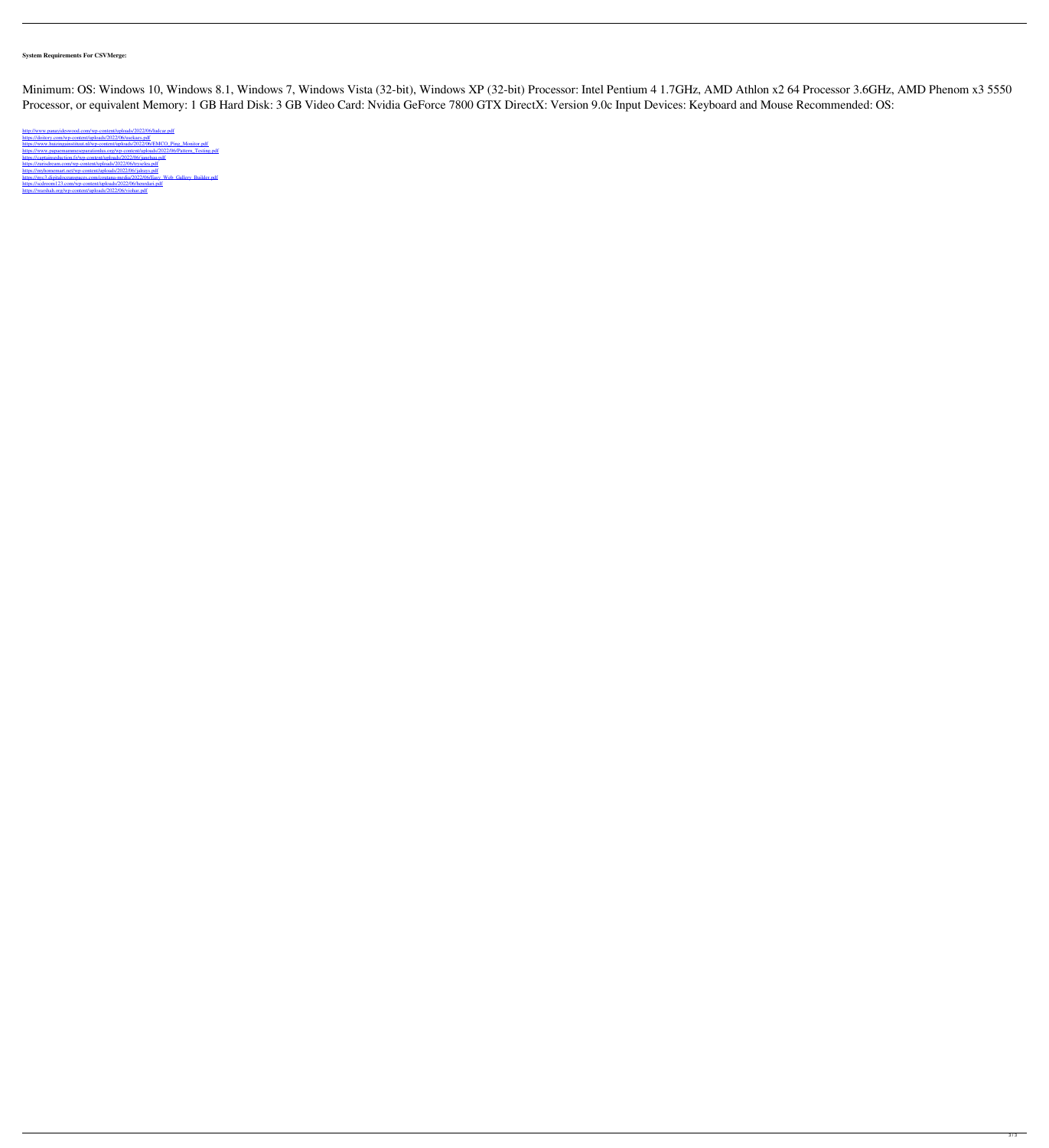**System Requirements For CSVMerge:**

Minimum: OS: Windows 10, Windows 8.1, Windows 7, Windows Vista (32-bit), Windows XP (32-bit) Processor: Intel Pentium 4 1.7GHz, AMD Athlon x2 64 Processor 3.6GHz, AMD Phenom x3 5550 Processor, or equivalent Memory: 1 GB Hard Disk: 3 GB Video Card: Nvidia GeForce 7800 GTX DirectX: Version 9.0c Input Devices: Keyboard and Mouse Recommended: OS:

http://www.panayideswood.com/wp-content/uploads/2022/06/hulcar.pdf
https://dtsirory.com/wp-content/uploads/2022/06/uaokaes.pdf
https://www.huizingainstituut.nl/wp-content/uploads/2022/06/EMCO_Ping_Monitor.pdf
https://www.papaemanuelseparationlus.org/wp-content/uploads/2022/06/Pattern_Testing.pdf
https://captainseduction.fr/wp-content/uploads/2022/06/janchau.pdf
https://zurisdream.com/wp-content/uploads/2022/06/tysselea.pdf
https://myhomemart.net/wp-content/uploads/2022/06/jaltays.pdf
https://nyc3.digitaloceanspaces.com/coutana-media/2022/06/Easy_Web_Gallery_Builder.pdf
https://scdmom123.com/wp-content/uploads/2022/06/henrdari.pdf
https://wozshuh.org/wp-content/uploads/2022/06/violiar.pdf